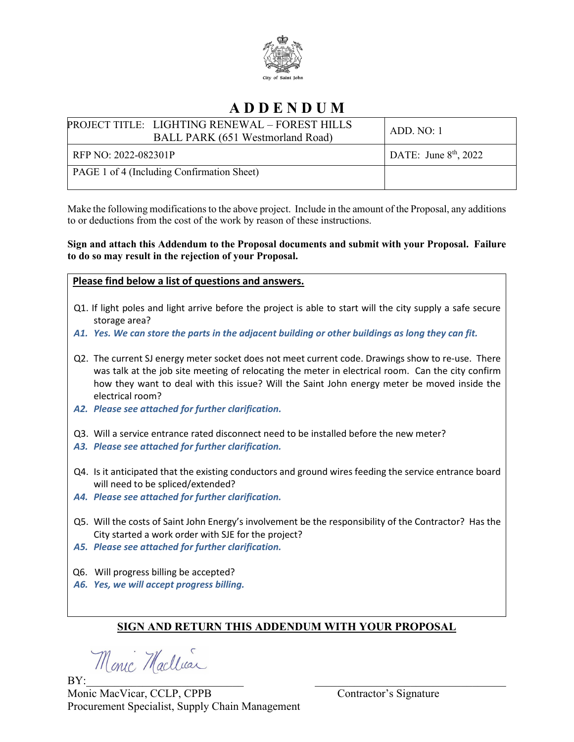City of Saint John

# ADDENDUM

| PROJECT TITLE: LIGHTING RENEWAL – FOREST HILLS BALL PARK (651 Westmorland Road) | ADD. NO: 1 |
|---|---|
| RFP NO: 2022-082301P | DATE: June 8th, 2022 |
| PAGE 1 of 4 (Including Confirmation Sheet) | |

Make the following modifications to the above project. Include in the amount of the Proposal, any additions to or deductions from the cost of the work by reason of these instructions.

**Sign and attach this Addendum to the Proposal documents and submit with your Proposal. Failure to do so may result in the rejection of your Proposal.**

**Please find below a list of questions and answers.**

Q1. If light poles and light arrive before the project is able to start will the city supply a safe secure storage area?

***A1. Yes. We can store the parts in the adjacent building or other buildings as long they can fit.***

Q2. The current SJ energy meter socket does not meet current code. Drawings show to re-use. There was talk at the job site meeting of relocating the meter in electrical room. Can the city confirm how they want to deal with this issue? Will the Saint John energy meter be moved inside the electrical room?

***A2. Please see attached for further clarification.***

Q3. Will a service entrance rated disconnect need to be installed before the new meter?

***A3. Please see attached for further clarification.***

Q4. Is it anticipated that the existing conductors and ground wires feeding the service entrance board will need to be spliced/extended?

***A4. Please see attached for further clarification.***

Q5. Will the costs of Saint John Energy's involvement be the responsibility of the Contractor? Has the City started a work order with SJE for the project?

***A5. Please see attached for further clarification.***

Q6. Will progress billing be accepted?

***A6. Yes, we will accept progress billing.***

**SIGN AND RETURN THIS ADDENDUM WITH YOUR PROPOSAL**

BY: Monic MacVicar

Monic MacVicar, CCLP, CPPB
Procurement Specialist, Supply Chain Management

\_\_\_\_\_\_\_\_\_\_\_\_\_\_\_\_\_\_\_\_\_\_\_\_\_\_\_\_
Contractor's Signature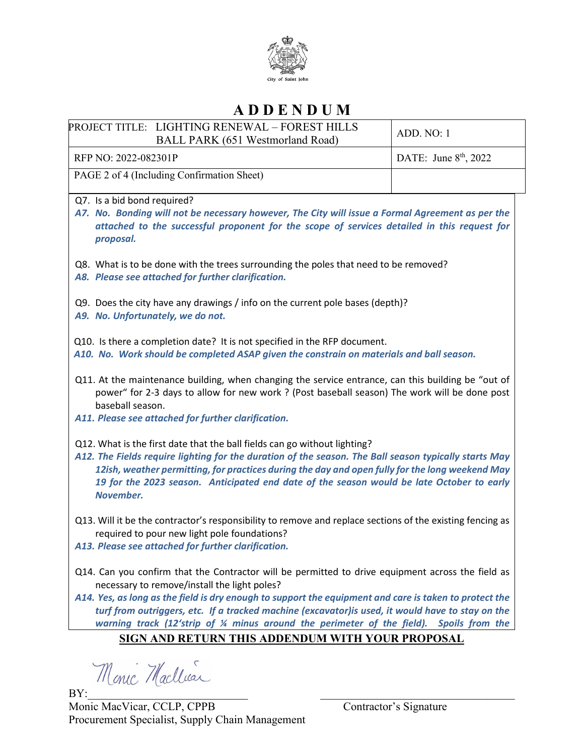City of Saint John

# ADDENDUM

| PROJECT TITLE: LIGHTING RENEWAL – FOREST HILLS BALL PARK (651 Westmorland Road) | ADD. NO: 1 |
|---|---|
| RFP NO: 2022-082301P | DATE: June 8th, 2022 |
| PAGE 2 of 4 (Including Confirmation Sheet) | |

Q7. Is a bid bond required?

*A7. No. Bonding will not be necessary however, The City will issue a Formal Agreement as per the attached to the successful proponent for the scope of services detailed in this request for proposal.*

Q8. What is to be done with the trees surrounding the poles that need to be removed?

*A8. Please see attached for further clarification.*

Q9. Does the city have any drawings / info on the current pole bases (depth)?

*A9. No. Unfortunately, we do not.*

Q10. Is there a completion date? It is not specified in the RFP document.

*A10. No. Work should be completed ASAP given the constrain on materials and ball season.*

Q11. At the maintenance building, when changing the service entrance, can this building be "out of power" for 2-3 days to allow for new work ? (Post baseball season) The work will be done post baseball season.

*A11. Please see attached for further clarification.*

Q12. What is the first date that the ball fields can go without lighting?

*A12. The Fields require lighting for the duration of the season. The Ball season typically starts May 12ish, weather permitting, for practices during the day and open fully for the long weekend May 19 for the 2023 season. Anticipated end date of the season would be late October to early November.*

Q13. Will it be the contractor's responsibility to remove and replace sections of the existing fencing as required to pour new light pole foundations?

*A13. Please see attached for further clarification.*

Q14. Can you confirm that the Contractor will be permitted to drive equipment across the field as necessary to remove/install the light poles?

*A14. Yes, as long as the field is dry enough to support the equipment and care is taken to protect the turf from outriggers, etc. If a tracked machine (excavator)is used, it would have to stay on the warning track (12'strip of ¼ minus around the perimeter of the field). Spoils from the*

**SIGN AND RETURN THIS ADDENDUM WITH YOUR PROPOSAL**

BY: Monic MacVicar

Monic MacVicar, CCLP, CPPB
Procurement Specialist, Supply Chain Management

Contractor's Signature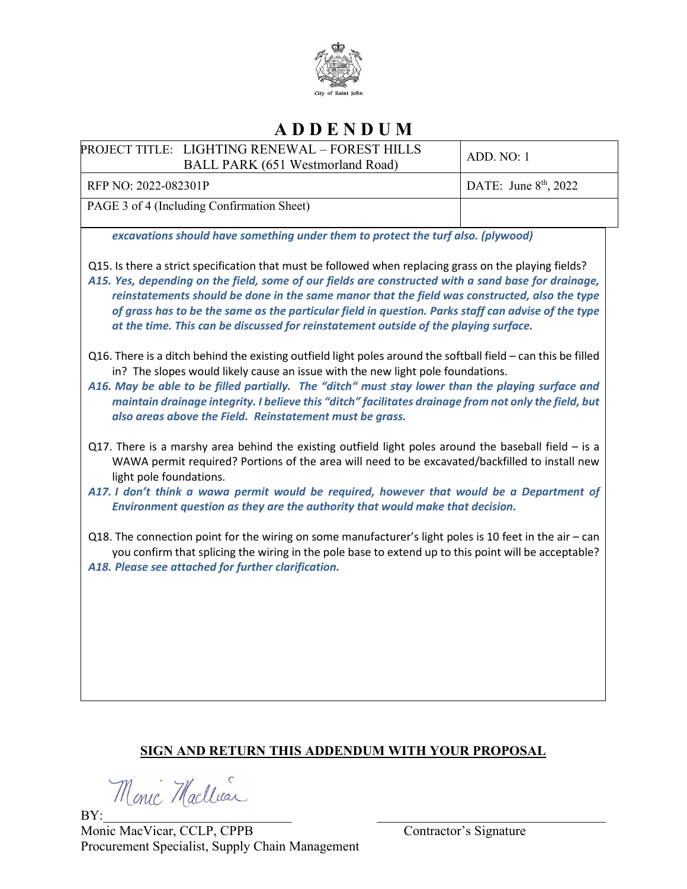City of Saint John

# ADDENDUM

| PROJECT TITLE: LIGHTING RENEWAL – FOREST HILLS BALL PARK (651 Westmorland Road) | ADD. NO: 1 |
|---|---|
| RFP NO: 2022-082301P | DATE: June 8th, 2022 |
| PAGE 3 of 4 (Including Confirmation Sheet) | |

***excavations should have something under them to protect the turf also. (plywood)***

Q15. Is there a strict specification that must be followed when replacing grass on the playing fields?

***A15. Yes, depending on the field, some of our fields are constructed with a sand base for drainage, reinstatements should be done in the same manor that the field was constructed, also the type of grass has to be the same as the particular field in question. Parks staff can advise of the type at the time. This can be discussed for reinstatement outside of the playing surface.***

Q16. There is a ditch behind the existing outfield light poles around the softball field – can this be filled in? The slopes would likely cause an issue with the new light pole foundations.

***A16. May be able to be filled partially. The "ditch" must stay lower than the playing surface and maintain drainage integrity. I believe this "ditch" facilitates drainage from not only the field, but also areas above the Field. Reinstatement must be grass.***

Q17. There is a marshy area behind the existing outfield light poles around the baseball field – is a WAWA permit required? Portions of the area will need to be excavated/backfilled to install new light pole foundations.

***A17. I don't think a wawa permit would be required, however that would be a Department of Environment question as they are the authority that would make that decision.***

Q18. The connection point for the wiring on some manufacturer's light poles is 10 feet in the air – can you confirm that splicing the wiring in the pole base to extend up to this point will be acceptable?

***A18. Please see attached for further clarification.***

**SIGN AND RETURN THIS ADDENDUM WITH YOUR PROPOSAL**

BY: *Monic MacVicar* ____________________

Monic MacVicar, CCLP, CPPB
Procurement Specialist, Supply Chain Management

____________________
Contractor's Signature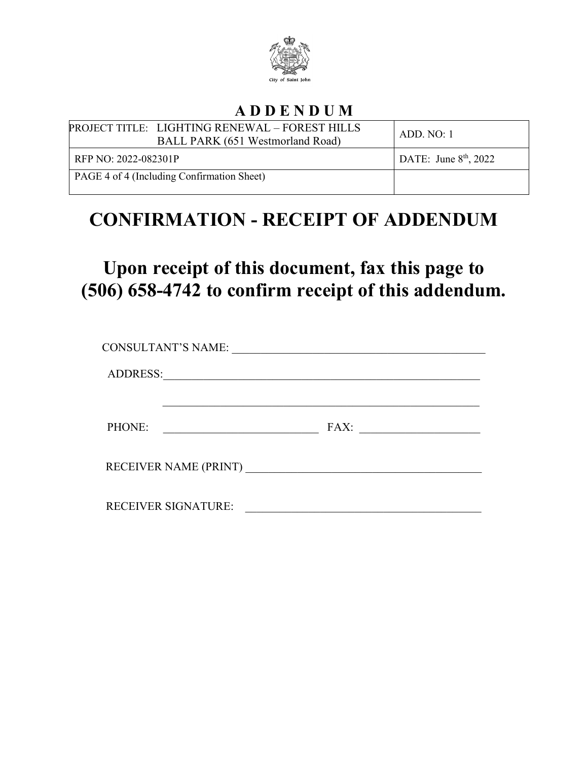City of Saint John

# A D D E N D U M

| PROJECT TITLE: LIGHTING RENEWAL – FOREST HILLS BALL PARK (651 Westmorland Road) | ADD. NO: 1 |
|---|---|
| RFP NO: 2022-082301P | DATE: June 8th, 2022 |
| PAGE 4 of 4 (Including Confirmation Sheet) | |

# CONFIRMATION - RECEIPT OF ADDENDUM

## Upon receipt of this document, fax this page to (506) 658-4742 to confirm receipt of this addendum.

CONSULTANT'S NAME: ____________________________________________

ADDRESS: ______________________________________________________

______________________________________________________

PHONE: ___________________________ FAX: ____________________

RECEIVER NAME (PRINT) __________________________________________

RECEIVER SIGNATURE: __________________________________________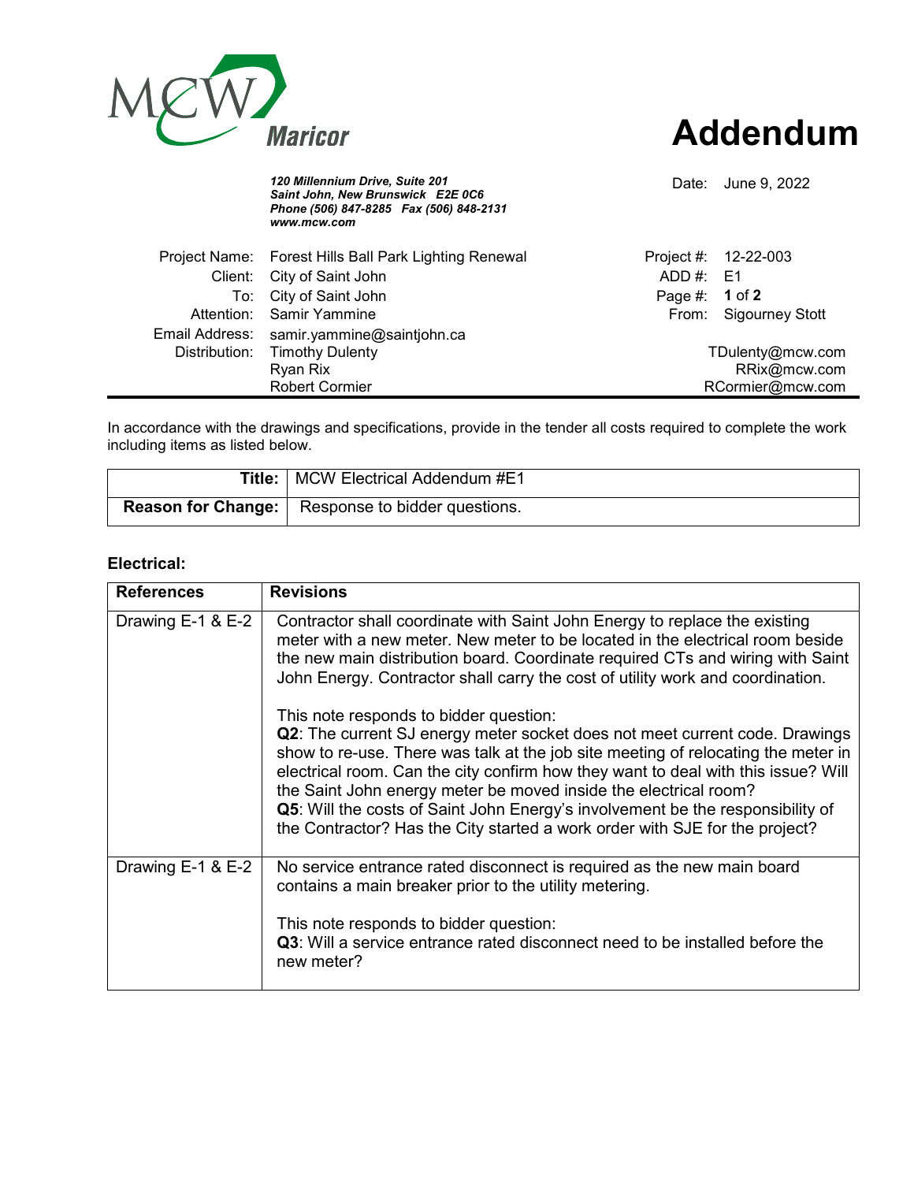MCW Maricor

# Addendum

*120 Millennium Drive, Suite 201*
*Saint John, New Brunswick E2E 0C6*
*Phone (506) 847-8285 Fax (506) 848-2131*
*www.mcw.com*

Date: June 9, 2022

| | | | |
|---|---|---|---|
| Project Name: | Forest Hills Ball Park Lighting Renewal | Project #: | 12-22-003 |
| Client: | City of Saint John | ADD #: | E1 |
| To: | City of Saint John | Page #: | **1** of **2** |
| Attention: | Samir Yammine | From: | Sigourney Stott |
| Email Address: | samir.yammine@saintjohn.ca | | |
| Distribution: | Timothy Dulenty | | TDulenty@mcw.com |
| | Ryan Rix | | RRix@mcw.com |
| | Robert Cormier | | RCormier@mcw.com |

In accordance with the drawings and specifications, provide in the tender all costs required to complete the work including items as listed below.

| | |
|---|---|
| **Title:** | MCW Electrical Addendum #E1 |
| **Reason for Change:** | Response to bidder questions. |

### Electrical:

| References | Revisions |
|---|---|
| Drawing E-1 & E-2 | Contractor shall coordinate with Saint John Energy to replace the existing meter with a new meter. New meter to be located in the electrical room beside the new main distribution board. Coordinate required CTs and wiring with Saint John Energy. Contractor shall carry the cost of utility work and coordination.<br><br>This note responds to bidder question:<br>**Q2**: The current SJ energy meter socket does not meet current code. Drawings show to re-use. There was talk at the job site meeting of relocating the meter in electrical room. Can the city confirm how they want to deal with this issue? Will the Saint John energy meter be moved inside the electrical room?<br>**Q5**: Will the costs of Saint John Energy's involvement be the responsibility of the Contractor? Has the City started a work order with SJE for the project? |
| Drawing E-1 & E-2 | No service entrance rated disconnect is required as the new main board contains a main breaker prior to the utility metering.<br><br>This note responds to bidder question:<br>**Q3**: Will a service entrance rated disconnect need to be installed before the new meter? |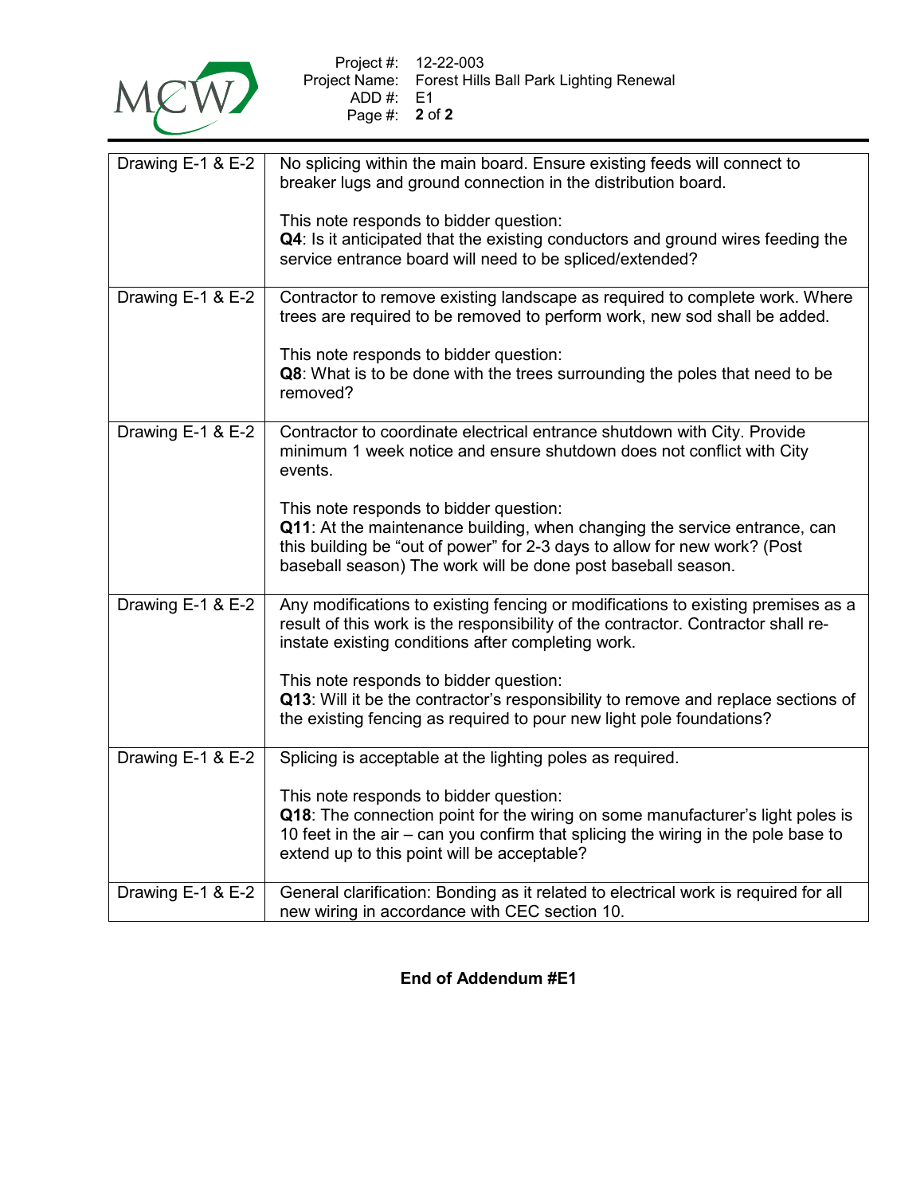| | |
|---|---|
| Drawing E-1 & E-2 | No splicing within the main board. Ensure existing feeds will connect to breaker lugs and ground connection in the distribution board.<br><br>This note responds to bidder question:<br>**Q4**: Is it anticipated that the existing conductors and ground wires feeding the service entrance board will need to be spliced/extended? |
| Drawing E-1 & E-2 | Contractor to remove existing landscape as required to complete work. Where trees are required to be removed to perform work, new sod shall be added.<br><br>This note responds to bidder question:<br>**Q8**: What is to be done with the trees surrounding the poles that need to be removed? |
| Drawing E-1 & E-2 | Contractor to coordinate electrical entrance shutdown with City. Provide minimum 1 week notice and ensure shutdown does not conflict with City events.<br><br>This note responds to bidder question:<br>**Q11**: At the maintenance building, when changing the service entrance, can this building be "out of power" for 2-3 days to allow for new work? (Post baseball season) The work will be done post baseball season. |
| Drawing E-1 & E-2 | Any modifications to existing fencing or modifications to existing premises as a result of this work is the responsibility of the contractor. Contractor shall re-instate existing conditions after completing work.<br><br>This note responds to bidder question:<br>**Q13**: Will it be the contractor's responsibility to remove and replace sections of the existing fencing as required to pour new light pole foundations? |
| Drawing E-1 & E-2 | Splicing is acceptable at the lighting poles as required.<br><br>This note responds to bidder question:<br>**Q18**: The connection point for the wiring on some manufacturer's light poles is 10 feet in the air – can you confirm that splicing the wiring in the pole base to extend up to this point will be acceptable? |
| Drawing E-1 & E-2 | General clarification: Bonding as it related to electrical work is required for all new wiring in accordance with CEC section 10. |

**End of Addendum #E1**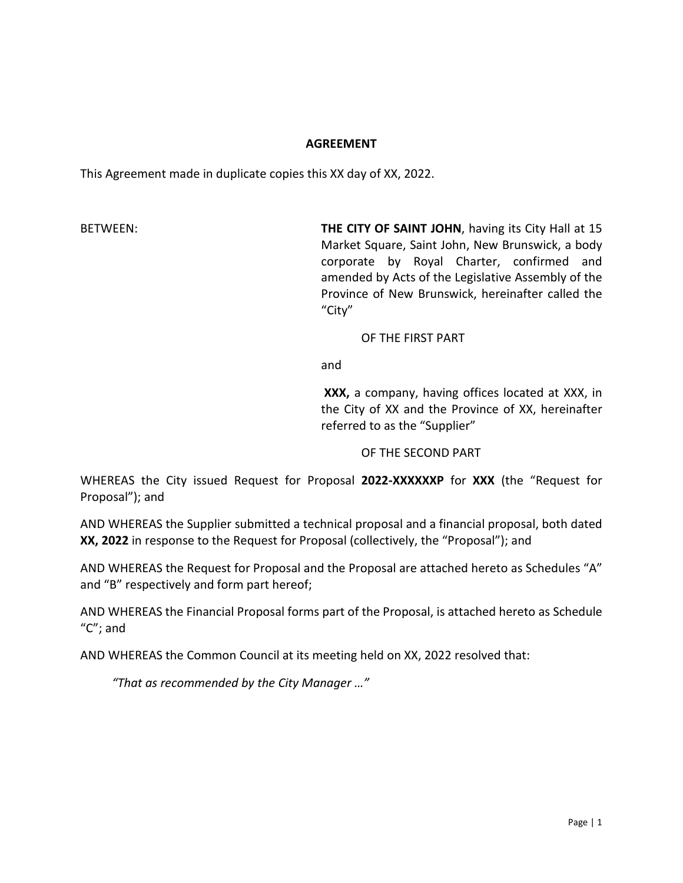**AGREEMENT**

This Agreement made in duplicate copies this XX day of XX, 2022.

BETWEEN:

**THE CITY OF SAINT JOHN**, having its City Hall at 15 Market Square, Saint John, New Brunswick, a body corporate by Royal Charter, confirmed and amended by Acts of the Legislative Assembly of the Province of New Brunswick, hereinafter called the "City"

OF THE FIRST PART

and

**XXX,** a company, having offices located at XXX, in the City of XX and the Province of XX, hereinafter referred to as the "Supplier"

OF THE SECOND PART

WHEREAS the City issued Request for Proposal **2022-XXXXXXP** for **XXX** (the "Request for Proposal"); and

AND WHEREAS the Supplier submitted a technical proposal and a financial proposal, both dated **XX, 2022** in response to the Request for Proposal (collectively, the "Proposal"); and

AND WHEREAS the Request for Proposal and the Proposal are attached hereto as Schedules "A" and "B" respectively and form part hereof;

AND WHEREAS the Financial Proposal forms part of the Proposal, is attached hereto as Schedule "C"; and

AND WHEREAS the Common Council at its meeting held on XX, 2022 resolved that:

*"That as recommended by the City Manager …"*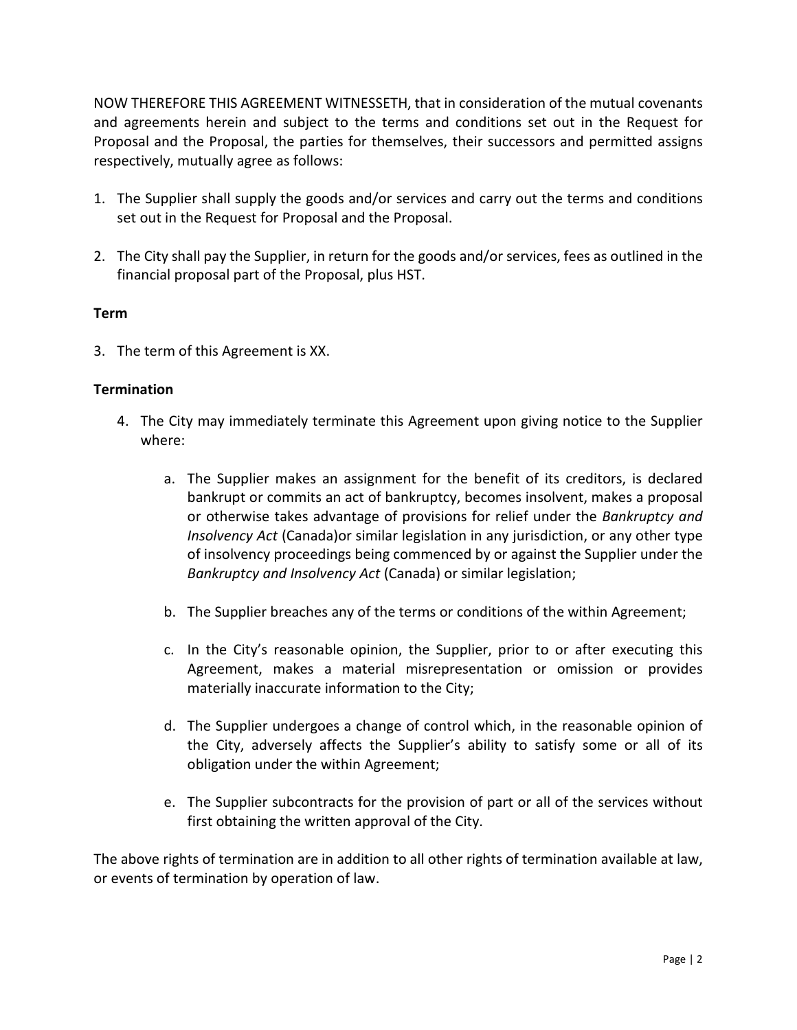NOW THEREFORE THIS AGREEMENT WITNESSETH, that in consideration of the mutual covenants and agreements herein and subject to the terms and conditions set out in the Request for Proposal and the Proposal, the parties for themselves, their successors and permitted assigns respectively, mutually agree as follows:

1. The Supplier shall supply the goods and/or services and carry out the terms and conditions set out in the Request for Proposal and the Proposal.

2. The City shall pay the Supplier, in return for the goods and/or services, fees as outlined in the financial proposal part of the Proposal, plus HST.

**Term**

3. The term of this Agreement is XX.

**Termination**

4. The City may immediately terminate this Agreement upon giving notice to the Supplier where:

    a. The Supplier makes an assignment for the benefit of its creditors, is declared bankrupt or commits an act of bankruptcy, becomes insolvent, makes a proposal or otherwise takes advantage of provisions for relief under the *Bankruptcy and Insolvency Act* (Canada)or similar legislation in any jurisdiction, or any other type of insolvency proceedings being commenced by or against the Supplier under the *Bankruptcy and Insolvency Act* (Canada) or similar legislation;

    b. The Supplier breaches any of the terms or conditions of the within Agreement;

    c. In the City's reasonable opinion, the Supplier, prior to or after executing this Agreement, makes a material misrepresentation or omission or provides materially inaccurate information to the City;

    d. The Supplier undergoes a change of control which, in the reasonable opinion of the City, adversely affects the Supplier's ability to satisfy some or all of its obligation under the within Agreement;

    e. The Supplier subcontracts for the provision of part or all of the services without first obtaining the written approval of the City.

The above rights of termination are in addition to all other rights of termination available at law, or events of termination by operation of law.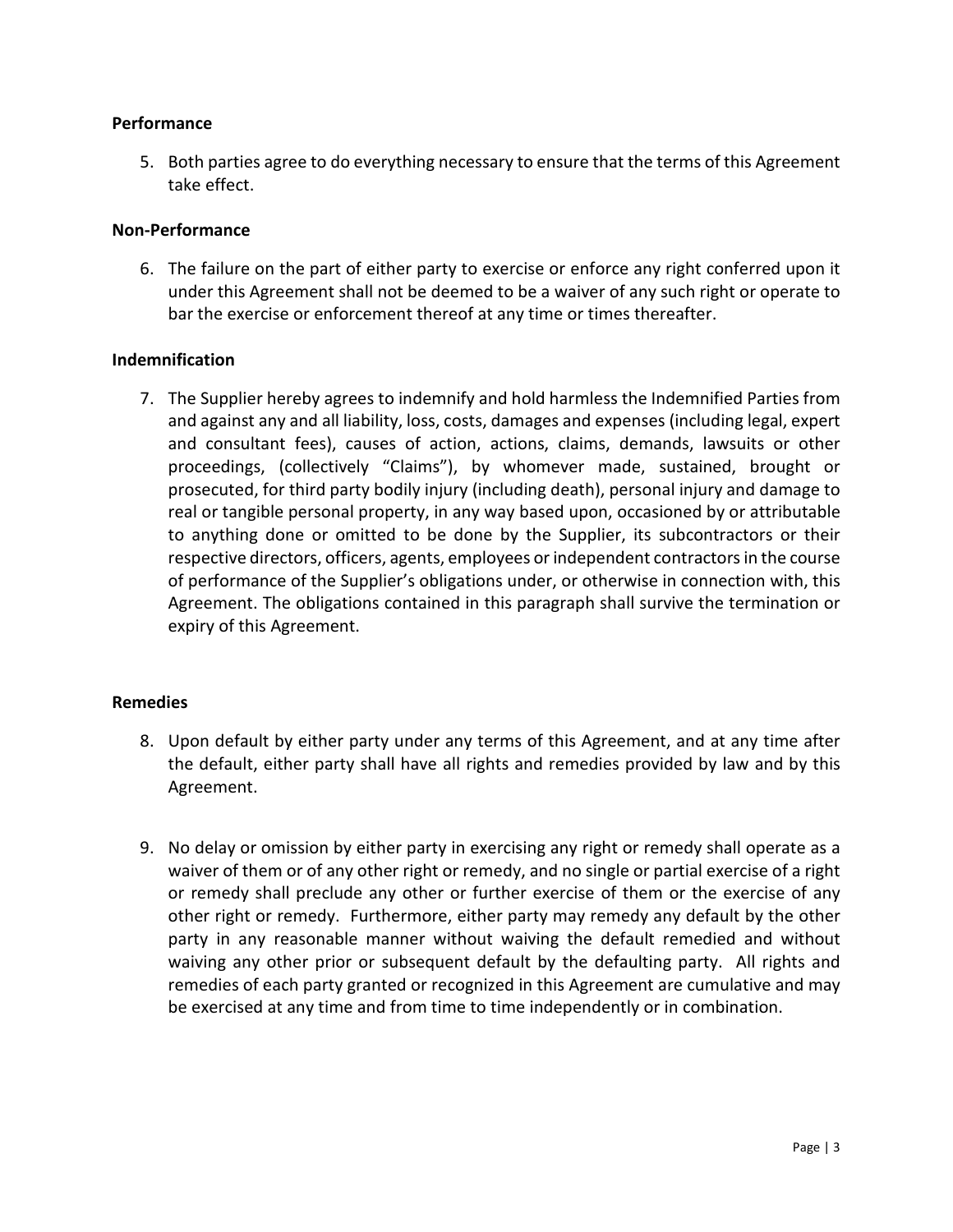**Performance**

5. Both parties agree to do everything necessary to ensure that the terms of this Agreement take effect.

**Non-Performance**

6. The failure on the part of either party to exercise or enforce any right conferred upon it under this Agreement shall not be deemed to be a waiver of any such right or operate to bar the exercise or enforcement thereof at any time or times thereafter.

**Indemnification**

7. The Supplier hereby agrees to indemnify and hold harmless the Indemnified Parties from and against any and all liability, loss, costs, damages and expenses (including legal, expert and consultant fees), causes of action, actions, claims, demands, lawsuits or other proceedings, (collectively "Claims"), by whomever made, sustained, brought or prosecuted, for third party bodily injury (including death), personal injury and damage to real or tangible personal property, in any way based upon, occasioned by or attributable to anything done or omitted to be done by the Supplier, its subcontractors or their respective directors, officers, agents, employees or independent contractors in the course of performance of the Supplier's obligations under, or otherwise in connection with, this Agreement. The obligations contained in this paragraph shall survive the termination or expiry of this Agreement.

**Remedies**

8. Upon default by either party under any terms of this Agreement, and at any time after the default, either party shall have all rights and remedies provided by law and by this Agreement.

9. No delay or omission by either party in exercising any right or remedy shall operate as a waiver of them or of any other right or remedy, and no single or partial exercise of a right or remedy shall preclude any other or further exercise of them or the exercise of any other right or remedy. Furthermore, either party may remedy any default by the other party in any reasonable manner without waiving the default remedied and without waiving any other prior or subsequent default by the defaulting party. All rights and remedies of each party granted or recognized in this Agreement are cumulative and may be exercised at any time and from time to time independently or in combination.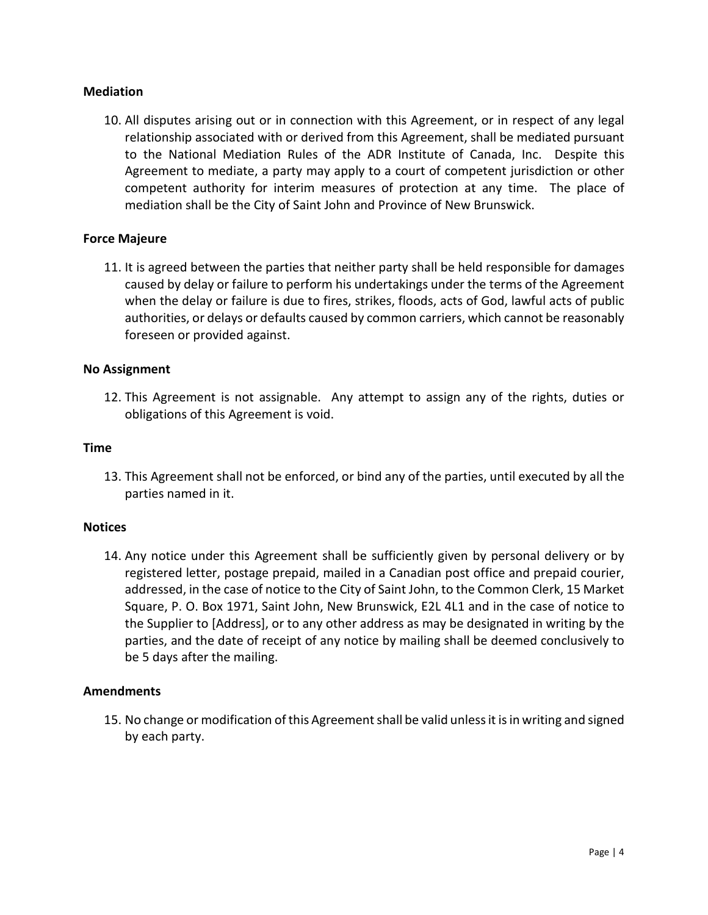**Mediation**

10. All disputes arising out or in connection with this Agreement, or in respect of any legal relationship associated with or derived from this Agreement, shall be mediated pursuant to the National Mediation Rules of the ADR Institute of Canada, Inc. Despite this Agreement to mediate, a party may apply to a court of competent jurisdiction or other competent authority for interim measures of protection at any time. The place of mediation shall be the City of Saint John and Province of New Brunswick.

**Force Majeure**

11. It is agreed between the parties that neither party shall be held responsible for damages caused by delay or failure to perform his undertakings under the terms of the Agreement when the delay or failure is due to fires, strikes, floods, acts of God, lawful acts of public authorities, or delays or defaults caused by common carriers, which cannot be reasonably foreseen or provided against.

**No Assignment**

12. This Agreement is not assignable. Any attempt to assign any of the rights, duties or obligations of this Agreement is void.

**Time**

13. This Agreement shall not be enforced, or bind any of the parties, until executed by all the parties named in it.

**Notices**

14. Any notice under this Agreement shall be sufficiently given by personal delivery or by registered letter, postage prepaid, mailed in a Canadian post office and prepaid courier, addressed, in the case of notice to the City of Saint John, to the Common Clerk, 15 Market Square, P. O. Box 1971, Saint John, New Brunswick, E2L 4L1 and in the case of notice to the Supplier to [Address], or to any other address as may be designated in writing by the parties, and the date of receipt of any notice by mailing shall be deemed conclusively to be 5 days after the mailing.

**Amendments**

15. No change or modification of this Agreement shall be valid unless it is in writing and signed by each party.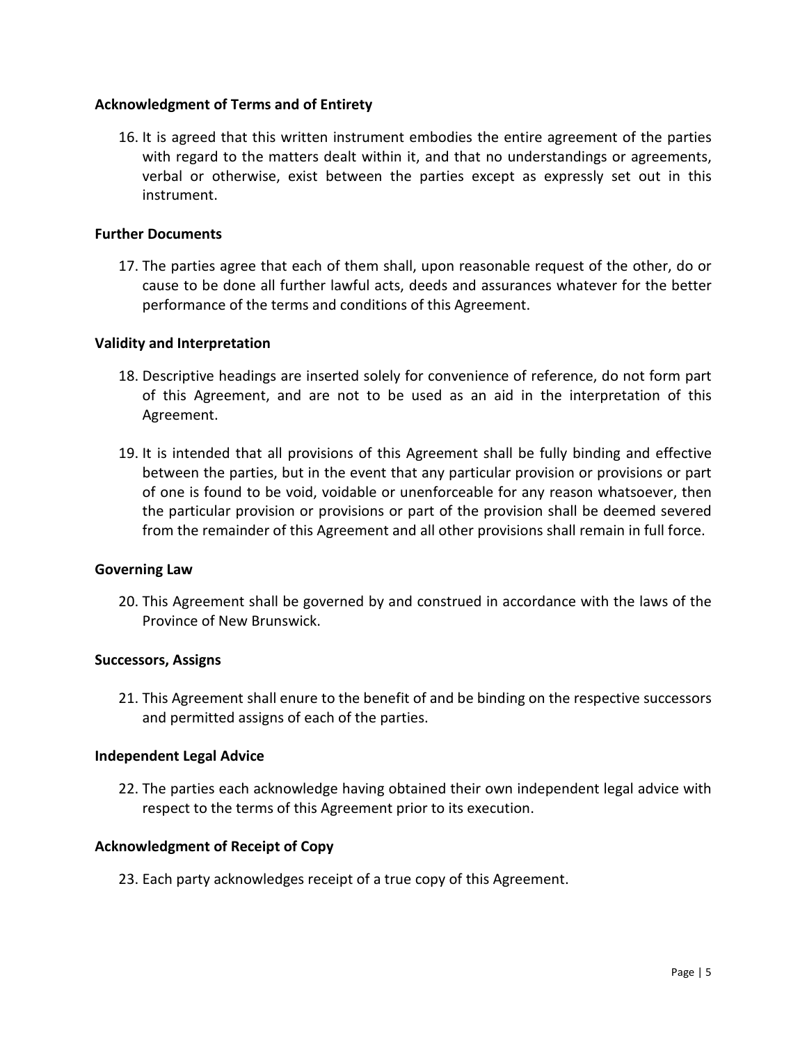**Acknowledgment of Terms and of Entirety**

16. It is agreed that this written instrument embodies the entire agreement of the parties with regard to the matters dealt within it, and that no understandings or agreements, verbal or otherwise, exist between the parties except as expressly set out in this instrument.

**Further Documents**

17. The parties agree that each of them shall, upon reasonable request of the other, do or cause to be done all further lawful acts, deeds and assurances whatever for the better performance of the terms and conditions of this Agreement.

**Validity and Interpretation**

18. Descriptive headings are inserted solely for convenience of reference, do not form part of this Agreement, and are not to be used as an aid in the interpretation of this Agreement.

19. It is intended that all provisions of this Agreement shall be fully binding and effective between the parties, but in the event that any particular provision or provisions or part of one is found to be void, voidable or unenforceable for any reason whatsoever, then the particular provision or provisions or part of the provision shall be deemed severed from the remainder of this Agreement and all other provisions shall remain in full force.

**Governing Law**

20. This Agreement shall be governed by and construed in accordance with the laws of the Province of New Brunswick.

**Successors, Assigns**

21. This Agreement shall enure to the benefit of and be binding on the respective successors and permitted assigns of each of the parties.

**Independent Legal Advice**

22. The parties each acknowledge having obtained their own independent legal advice with respect to the terms of this Agreement prior to its execution.

**Acknowledgment of Receipt of Copy**

23. Each party acknowledges receipt of a true copy of this Agreement.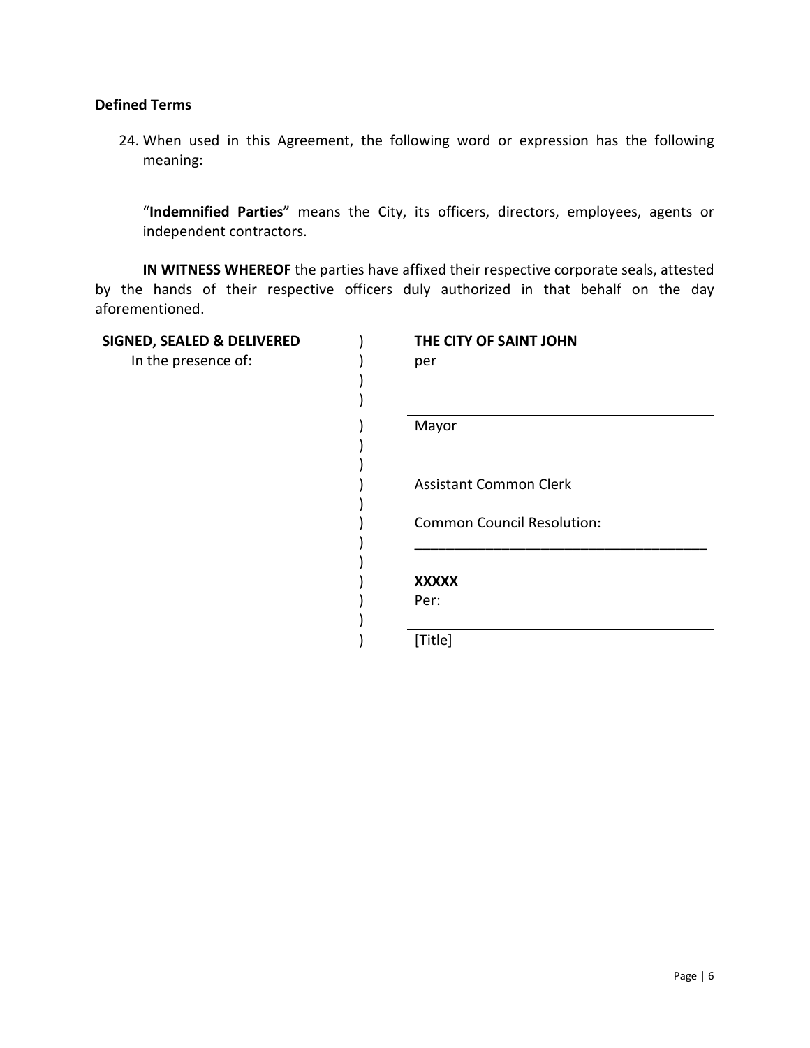**Defined Terms**

24. When used in this Agreement, the following word or expression has the following meaning:

"**Indemnified Parties**" means the City, its officers, directors, employees, agents or independent contractors.

**IN WITNESS WHEREOF** the parties have affixed their respective corporate seals, attested by the hands of their respective officers duly authorized in that behalf on the day aforementioned.

| | | |
|---|---|---|
| **SIGNED, SEALED & DELIVERED** | ) | **THE CITY OF SAINT JOHN** |
| In the presence of: | ) | per |
| | ) | |
| | ) | ______________________________ |
| | ) | Mayor |
| | ) | |
| | ) | ______________________________ |
| | ) | Assistant Common Clerk |
| | ) | |
| | ) | Common Council Resolution: |
| | ) | ______________________________ |
| | ) | |
| | ) | **XXXXX** |
| | ) | Per: |
| | ) | ______________________________ |
| | ) | [Title] |